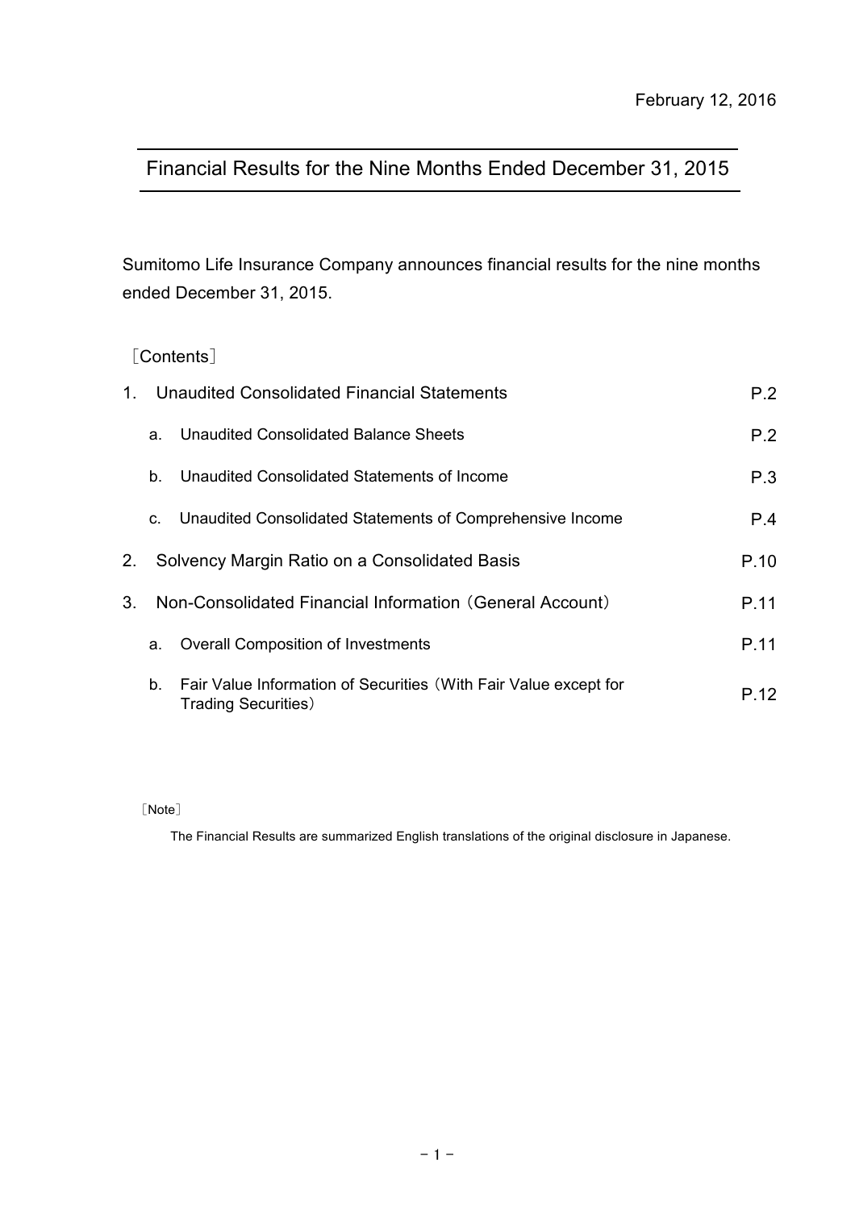February 12, 2016

# Financial Results for the Nine Months Ended December 31, 2015

Sumitomo Life Insurance Company announces financial results for the nine months ended December 31, 2015.

［Contents］

| | | |
|---|---|---|
| 1. | Unaudited Consolidated Financial Statements | P.2 |
| | a. Unaudited Consolidated Balance Sheets | P.2 |
| | b. Unaudited Consolidated Statements of Income | P.3 |
| | c. Unaudited Consolidated Statements of Comprehensive Income | P.4 |
| 2. | Solvency Margin Ratio on a Consolidated Basis | P.10 |
| 3. | Non-Consolidated Financial Information（General Account） | P.11 |
| | a. Overall Composition of Investments | P.11 |
| | b. Fair Value Information of Securities（With Fair Value except for Trading Securities） | P.12 |

［Note］

The Financial Results are summarized English translations of the original disclosure in Japanese.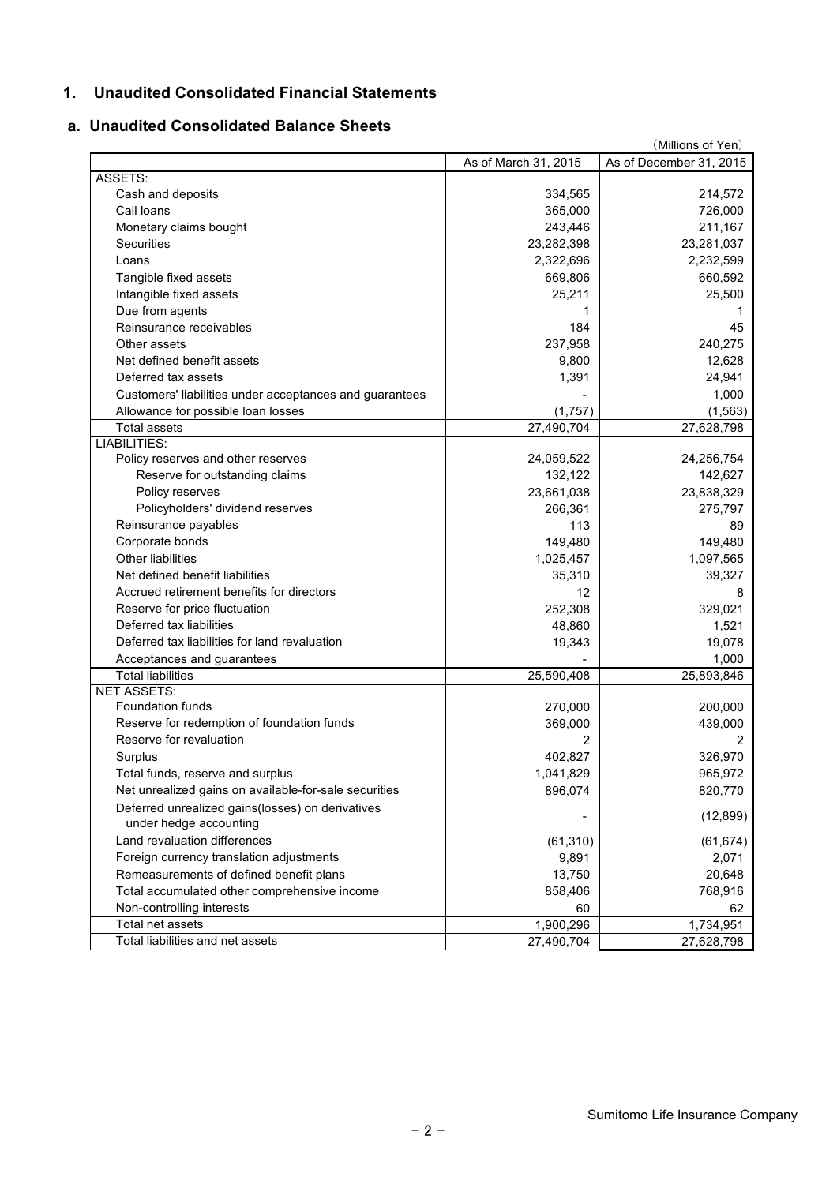## 1. Unaudited Consolidated Financial Statements

### a. Unaudited Consolidated Balance Sheets

(Millions of Yen)

| | As of March 31, 2015 | As of December 31, 2015 |
|---|---|---|
| ASSETS: | | |
| Cash and deposits | 334,565 | 214,572 |
| Call loans | 365,000 | 726,000 |
| Monetary claims bought | 243,446 | 211,167 |
| Securities | 23,282,398 | 23,281,037 |
| Loans | 2,322,696 | 2,232,599 |
| Tangible fixed assets | 669,806 | 660,592 |
| Intangible fixed assets | 25,211 | 25,500 |
| Due from agents | 1 | 1 |
| Reinsurance receivables | 184 | 45 |
| Other assets | 237,958 | 240,275 |
| Net defined benefit assets | 9,800 | 12,628 |
| Deferred tax assets | 1,391 | 24,941 |
| Customers' liabilities under acceptances and guarantees | - | 1,000 |
| Allowance for possible loan losses | (1,757) | (1,563) |
| Total assets | 27,490,704 | 27,628,798 |
| LIABILITIES: | | |
| Policy reserves and other reserves | 24,059,522 | 24,256,754 |
| Reserve for outstanding claims | 132,122 | 142,627 |
| Policy reserves | 23,661,038 | 23,838,329 |
| Policyholders' dividend reserves | 266,361 | 275,797 |
| Reinsurance payables | 113 | 89 |
| Corporate bonds | 149,480 | 149,480 |
| Other liabilities | 1,025,457 | 1,097,565 |
| Net defined benefit liabilities | 35,310 | 39,327 |
| Accrued retirement benefits for directors | 12 | 8 |
| Reserve for price fluctuation | 252,308 | 329,021 |
| Deferred tax liabilities | 48,860 | 1,521 |
| Deferred tax liabilities for land revaluation | 19,343 | 19,078 |
| Acceptances and guarantees | - | 1,000 |
| Total liabilities | 25,590,408 | 25,893,846 |
| NET ASSETS: | | |
| Foundation funds | 270,000 | 200,000 |
| Reserve for redemption of foundation funds | 369,000 | 439,000 |
| Reserve for revaluation | 2 | 2 |
| Surplus | 402,827 | 326,970 |
| Total funds, reserve and surplus | 1,041,829 | 965,972 |
| Net unrealized gains on available-for-sale securities | 896,074 | 820,770 |
| Deferred unrealized gains(losses) on derivatives under hedge accounting | - | (12,899) |
| Land revaluation differences | (61,310) | (61,674) |
| Foreign currency translation adjustments | 9,891 | 2,071 |
| Remeasurements of defined benefit plans | 13,750 | 20,648 |
| Total accumulated other comprehensive income | 858,406 | 768,916 |
| Non-controlling interests | 60 | 62 |
| Total net assets | 1,900,296 | 1,734,951 |
| Total liabilities and net assets | 27,490,704 | 27,628,798 |

Sumitomo Life Insurance Company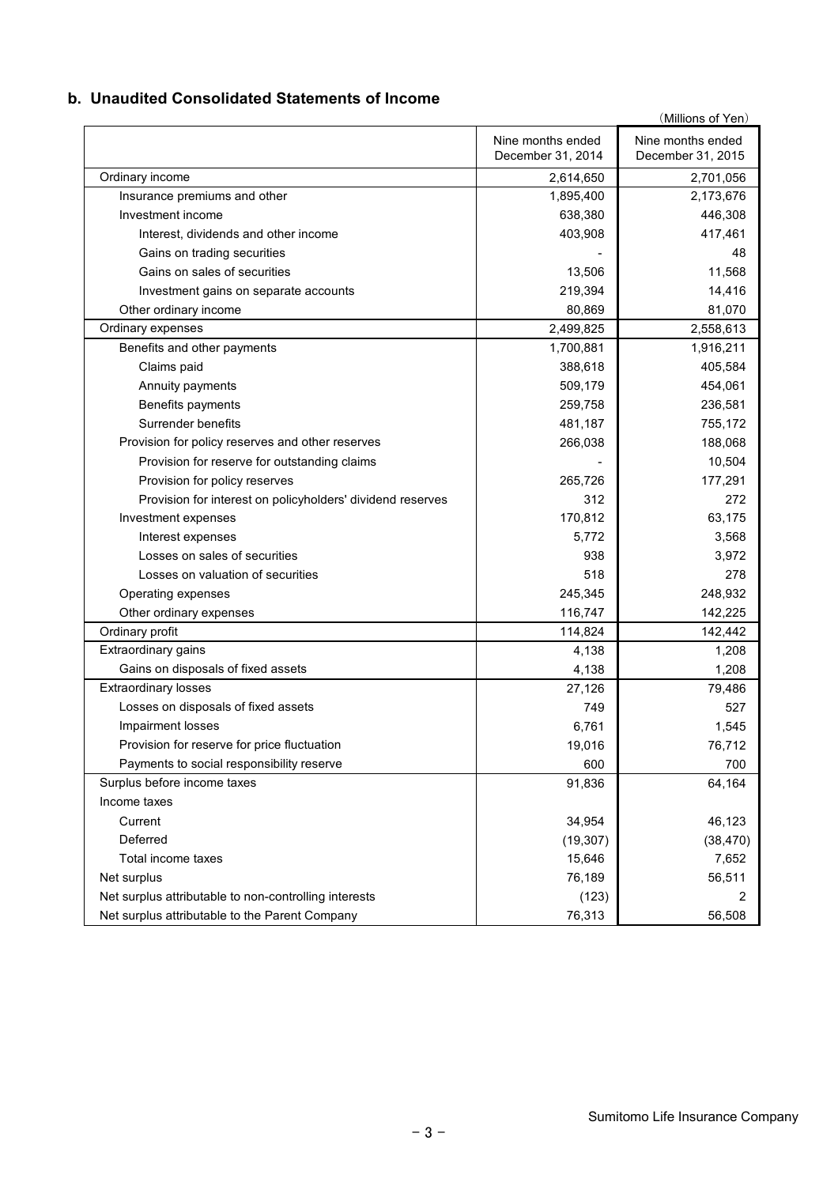## b. Unaudited Consolidated Statements of Income

(Millions of Yen)

| | Nine months ended December 31, 2014 | Nine months ended December 31, 2015 |
|---|---|---|
| Ordinary income | 2,614,650 | 2,701,056 |
| Insurance premiums and other | 1,895,400 | 2,173,676 |
| Investment income | 638,380 | 446,308 |
| Interest, dividends and other income | 403,908 | 417,461 |
| Gains on trading securities | - | 48 |
| Gains on sales of securities | 13,506 | 11,568 |
| Investment gains on separate accounts | 219,394 | 14,416 |
| Other ordinary income | 80,869 | 81,070 |
| Ordinary expenses | 2,499,825 | 2,558,613 |
| Benefits and other payments | 1,700,881 | 1,916,211 |
| Claims paid | 388,618 | 405,584 |
| Annuity payments | 509,179 | 454,061 |
| Benefits payments | 259,758 | 236,581 |
| Surrender benefits | 481,187 | 755,172 |
| Provision for policy reserves and other reserves | 266,038 | 188,068 |
| Provision for reserve for outstanding claims | - | 10,504 |
| Provision for policy reserves | 265,726 | 177,291 |
| Provision for interest on policyholders' dividend reserves | 312 | 272 |
| Investment expenses | 170,812 | 63,175 |
| Interest expenses | 5,772 | 3,568 |
| Losses on sales of securities | 938 | 3,972 |
| Losses on valuation of securities | 518 | 278 |
| Operating expenses | 245,345 | 248,932 |
| Other ordinary expenses | 116,747 | 142,225 |
| Ordinary profit | 114,824 | 142,442 |
| Extraordinary gains | 4,138 | 1,208 |
| Gains on disposals of fixed assets | 4,138 | 1,208 |
| Extraordinary losses | 27,126 | 79,486 |
| Losses on disposals of fixed assets | 749 | 527 |
| Impairment losses | 6,761 | 1,545 |
| Provision for reserve for price fluctuation | 19,016 | 76,712 |
| Payments to social responsibility reserve | 600 | 700 |
| Surplus before income taxes | 91,836 | 64,164 |
| Income taxes | | |
| Current | 34,954 | 46,123 |
| Deferred | (19,307) | (38,470) |
| Total income taxes | 15,646 | 7,652 |
| Net surplus | 76,189 | 56,511 |
| Net surplus attributable to non-controlling interests | (123) | 2 |
| Net surplus attributable to the Parent Company | 76,313 | 56,508 |

Sumitomo Life Insurance Company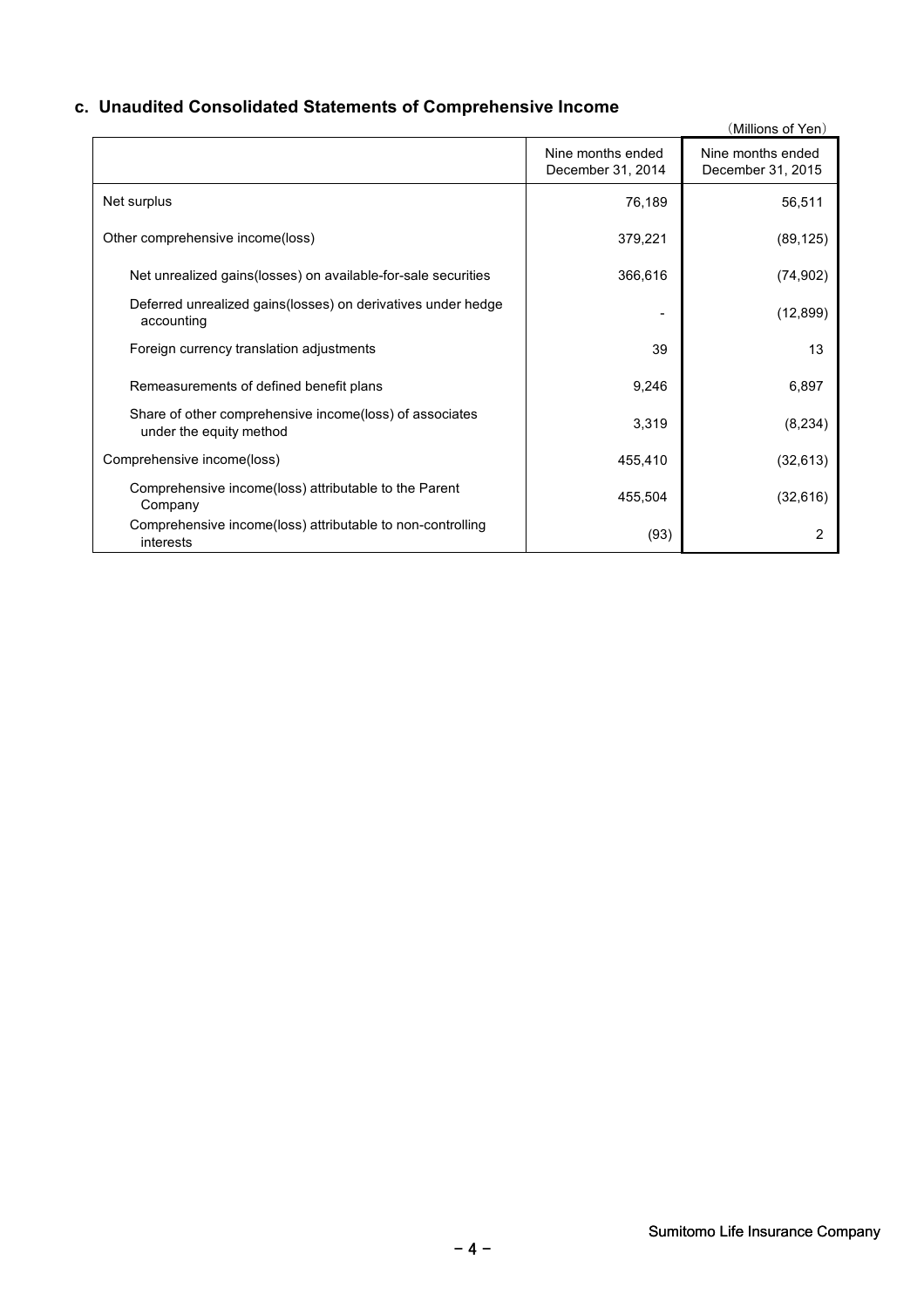### c. Unaudited Consolidated Statements of Comprehensive Income

(Millions of Yen)

| | Nine months ended December 31, 2014 | Nine months ended December 31, 2015 |
|---|---|---|
| Net surplus | 76,189 | 56,511 |
| Other comprehensive income(loss) | 379,221 | (89,125) |
| Net unrealized gains(losses) on available-for-sale securities | 366,616 | (74,902) |
| Deferred unrealized gains(losses) on derivatives under hedge accounting | - | (12,899) |
| Foreign currency translation adjustments | 39 | 13 |
| Remeasurements of defined benefit plans | 9,246 | 6,897 |
| Share of other comprehensive income(loss) of associates under the equity method | 3,319 | (8,234) |
| Comprehensive income(loss) | 455,410 | (32,613) |
| Comprehensive income(loss) attributable to the Parent Company | 455,504 | (32,616) |
| Comprehensive income(loss) attributable to non-controlling interests | (93) | 2 |

Sumitomo Life Insurance Company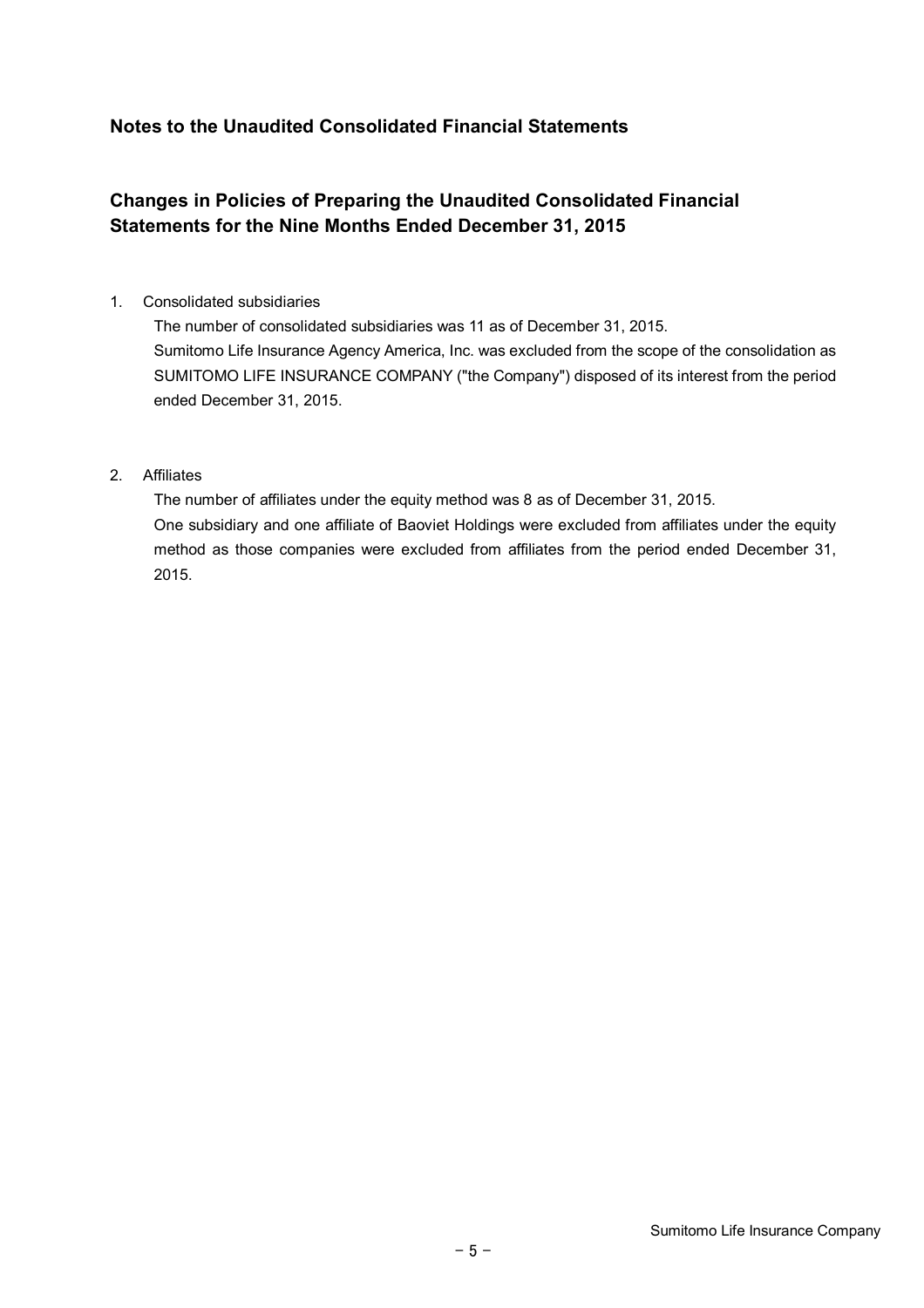## Notes to the Unaudited Consolidated Financial Statements

## Changes in Policies of Preparing the Unaudited Consolidated Financial Statements for the Nine Months Ended December 31, 2015

1. Consolidated subsidiaries

   The number of consolidated subsidiaries was 11 as of December 31, 2015.
   Sumitomo Life Insurance Agency America, Inc. was excluded from the scope of the consolidation as SUMITOMO LIFE INSURANCE COMPANY ("the Company") disposed of its interest from the period ended December 31, 2015.

2. Affiliates

   The number of affiliates under the equity method was 8 as of December 31, 2015.
   One subsidiary and one affiliate of Baoviet Holdings were excluded from affiliates under the equity method as those companies were excluded from affiliates from the period ended December 31, 2015.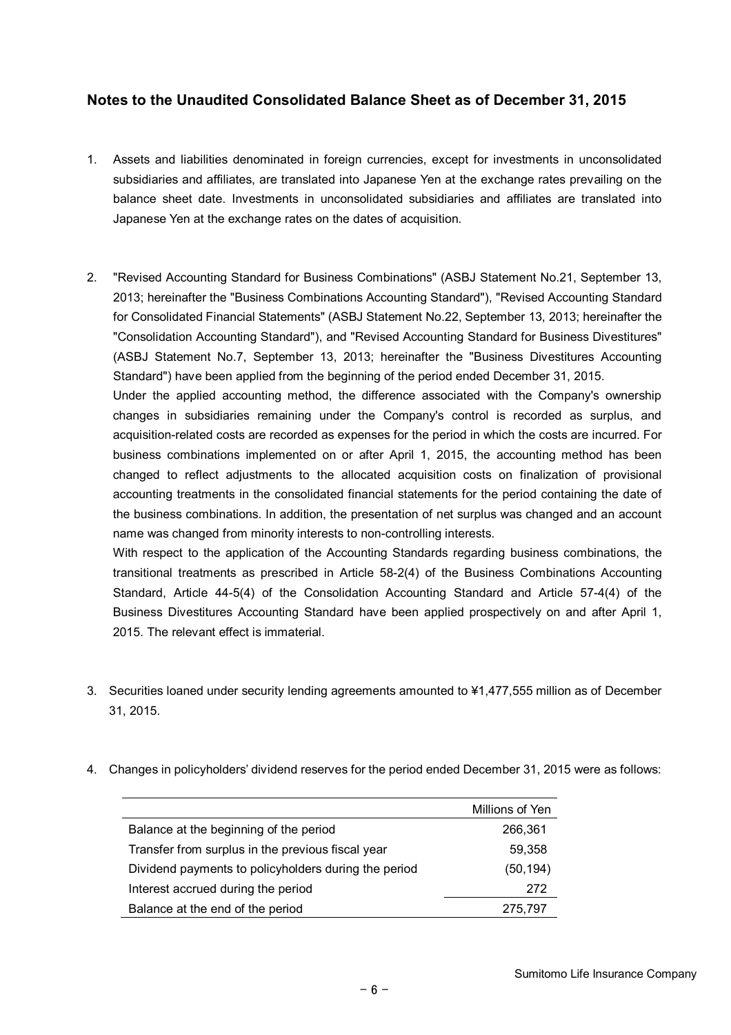## Notes to the Unaudited Consolidated Balance Sheet as of December 31, 2015

1. Assets and liabilities denominated in foreign currencies, except for investments in unconsolidated subsidiaries and affiliates, are translated into Japanese Yen at the exchange rates prevailing on the balance sheet date. Investments in unconsolidated subsidiaries and affiliates are translated into Japanese Yen at the exchange rates on the dates of acquisition.

2. "Revised Accounting Standard for Business Combinations" (ASBJ Statement No.21, September 13, 2013; hereinafter the "Business Combinations Accounting Standard"), "Revised Accounting Standard for Consolidated Financial Statements" (ASBJ Statement No.22, September 13, 2013; hereinafter the "Consolidation Accounting Standard"), and "Revised Accounting Standard for Business Divestitures" (ASBJ Statement No.7, September 13, 2013; hereinafter the "Business Divestitures Accounting Standard") have been applied from the beginning of the period ended December 31, 2015.
   Under the applied accounting method, the difference associated with the Company's ownership changes in subsidiaries remaining under the Company's control is recorded as surplus, and acquisition-related costs are recorded as expenses for the period in which the costs are incurred. For business combinations implemented on or after April 1, 2015, the accounting method has been changed to reflect adjustments to the allocated acquisition costs on finalization of provisional accounting treatments in the consolidated financial statements for the period containing the date of the business combinations. In addition, the presentation of net surplus was changed and an account name was changed from minority interests to non-controlling interests.
   With respect to the application of the Accounting Standards regarding business combinations, the transitional treatments as prescribed in Article 58-2(4) of the Business Combinations Accounting Standard, Article 44-5(4) of the Consolidation Accounting Standard and Article 57-4(4) of the Business Divestitures Accounting Standard have been applied prospectively on and after April 1, 2015. The relevant effect is immaterial.

3. Securities loaned under security lending agreements amounted to ¥1,477,555 million as of December 31, 2015.

4. Changes in policyholders' dividend reserves for the period ended December 31, 2015 were as follows:

| | Millions of Yen |
|---|---|
| Balance at the beginning of the period | 266,361 |
| Transfer from surplus in the previous fiscal year | 59,358 |
| Dividend payments to policyholders during the period | (50,194) |
| Interest accrued during the period | 272 |
| Balance at the end of the period | 275,797 |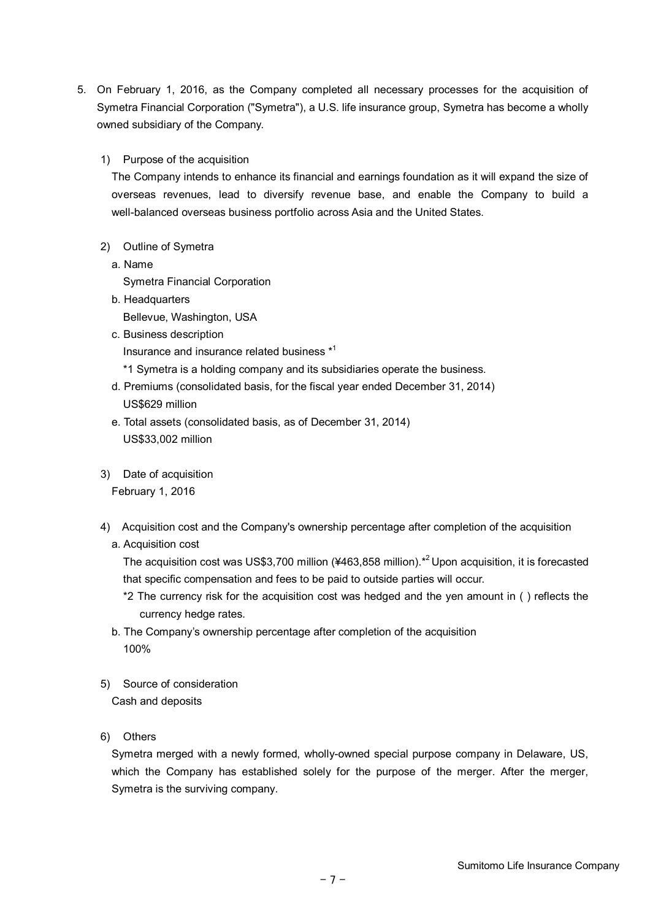5. On February 1, 2016, as the Company completed all necessary processes for the acquisition of Symetra Financial Corporation ("Symetra"), a U.S. life insurance group, Symetra has become a wholly owned subsidiary of the Company.

   1) Purpose of the acquisition
   
      The Company intends to enhance its financial and earnings foundation as it will expand the size of overseas revenues, lead to diversify revenue base, and enable the Company to build a well-balanced overseas business portfolio across Asia and the United States.

   2) Outline of Symetra
   
      a. Name
      
         Symetra Financial Corporation
      
      b. Headquarters
      
         Bellevue, Washington, USA
      
      c. Business description
      
         Insurance and insurance related business *1
         
         *1 Symetra is a holding company and its subsidiaries operate the business.
      
      d. Premiums (consolidated basis, for the fiscal year ended December 31, 2014)
      
         US$629 million
      
      e. Total assets (consolidated basis, as of December 31, 2014)
      
         US$33,002 million

   3) Date of acquisition
   
      February 1, 2016

   4) Acquisition cost and the Company's ownership percentage after completion of the acquisition
   
      a. Acquisition cost
      
         The acquisition cost was US$3,700 million (¥463,858 million).*2 Upon acquisition, it is forecasted that specific compensation and fees to be paid to outside parties will occur.
         
         *2 The currency risk for the acquisition cost was hedged and the yen amount in ( ) reflects the currency hedge rates.
      
      b. The Company's ownership percentage after completion of the acquisition
      
         100%

   5) Source of consideration
   
      Cash and deposits

   6) Others
   
      Symetra merged with a newly formed, wholly-owned special purpose company in Delaware, US, which the Company has established solely for the purpose of the merger. After the merger, Symetra is the surviving company.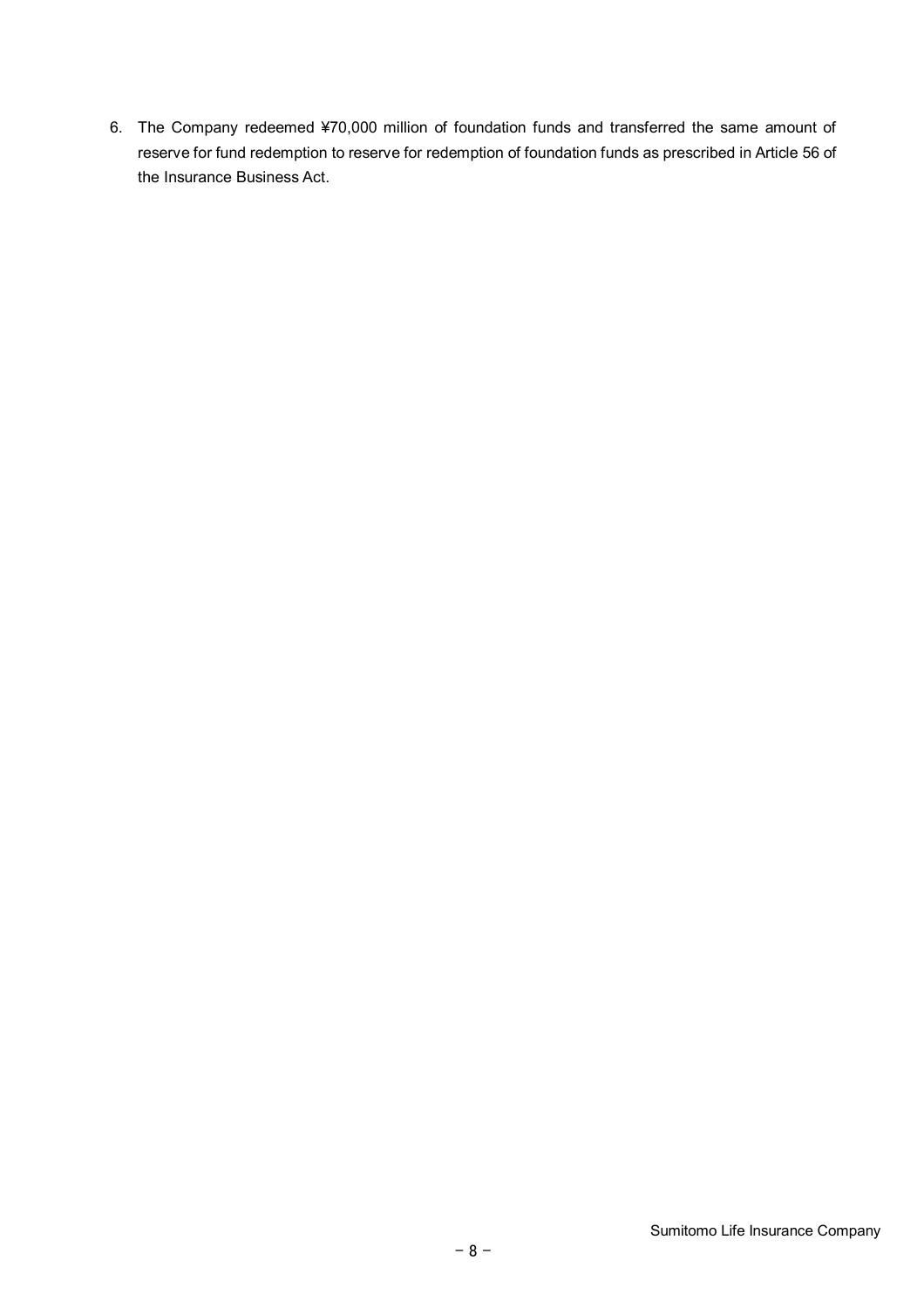6. The Company redeemed ¥70,000 million of foundation funds and transferred the same amount of reserve for fund redemption to reserve for redemption of foundation funds as prescribed in Article 56 of the Insurance Business Act.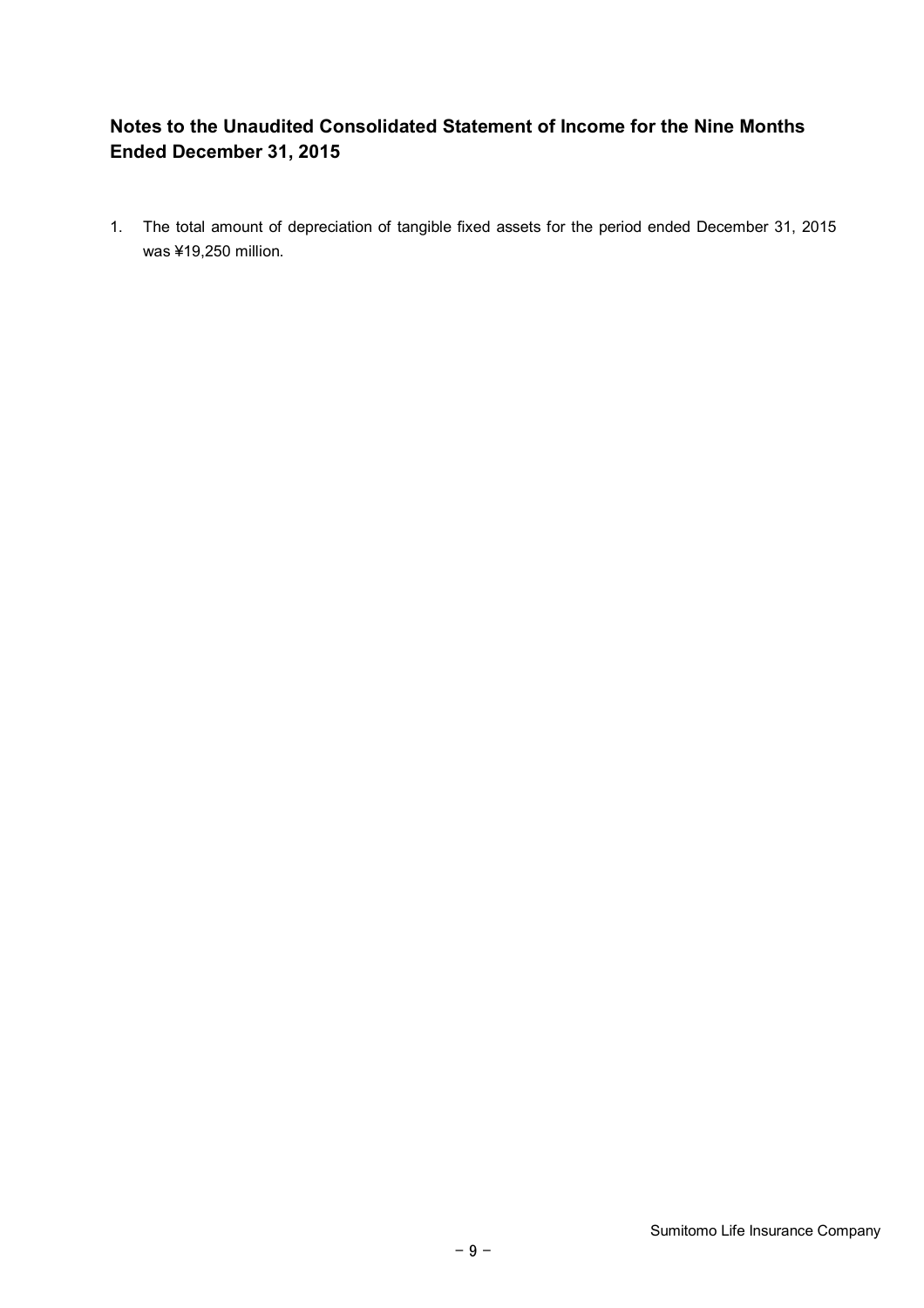## Notes to the Unaudited Consolidated Statement of Income for the Nine Months Ended December 31, 2015

1. The total amount of depreciation of tangible fixed assets for the period ended December 31, 2015 was ¥19,250 million.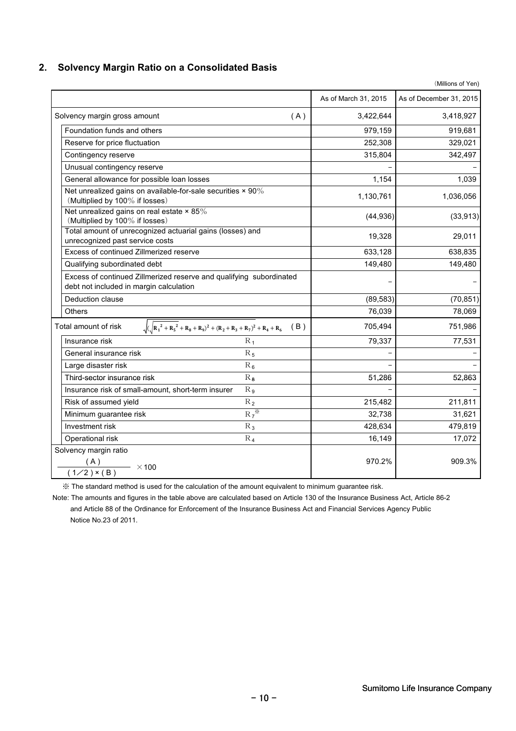## 2. Solvency Margin Ratio on a Consolidated Basis

(Millions of Yen)

| | | As of March 31, 2015 | As of December 31, 2015 |
|---|---|---|---|
| Solvency margin gross amount | (A) | 3,422,644 | 3,418,927 |
| Foundation funds and others | | 979,159 | 919,681 |
| Reserve for price fluctuation | | 252,308 | 329,021 |
| Contingency reserve | | 315,804 | 342,497 |
| Unusual contingency reserve | | − | − |
| General allowance for possible loan losses | | 1,154 | 1,039 |
| Net unrealized gains on available-for-sale securities × 90% (Multiplied by 100% if losses) | | 1,130,761 | 1,036,056 |
| Net unrealized gains on real estate × 85% (Multiplied by 100% if losses) | | (44,936) | (33,913) |
| Total amount of unrecognized actuarial gains (losses) and unrecognized past service costs | | 19,328 | 29,011 |
| Excess of continued Zillmerized reserve | | 633,128 | 638,835 |
| Qualifying subordinated debt | | 149,480 | 149,480 |
| Excess of continued Zillmerized reserve and qualifying subordinated debt not included in margin calculation | | − | − |
| Deduction clause | | (89,583) | (70,851) |
| Others | | 76,039 | 78,069 |
| Total amount of risk $\sqrt{(\sqrt{R_1^2 + R_5^2} + R_8 + R_9)^2 + (R_2 + R_3 + R_7)^2} + R_4 + R_6$ | (B) | 705,494 | 751,986 |
| Insurance risk | $R_1$ | 79,337 | 77,531 |
| General insurance risk | $R_5$ | − | − |
| Large disaster risk | $R_6$ | − | − |
| Third-sector insurance risk | $R_8$ | 51,286 | 52,863 |
| Insurance risk of small-amount, short-term insurer | $R_9$ | − | − |
| Risk of assumed yield | $R_2$ | 215,482 | 211,811 |
| Minimum guarantee risk | $R_7$※ | 32,738 | 31,621 |
| Investment risk | $R_3$ | 428,634 | 479,819 |
| Operational risk | $R_4$ | 16,149 | 17,072 |
| Solvency margin ratio $\frac{(A)}{(1/2) \times (B)} \times 100$ | | 970.2% | 909.3% |

※ The standard method is used for the calculation of the amount equivalent to minimum guarantee risk.

Note: The amounts and figures in the table above are calculated based on Article 130 of the Insurance Business Act, Article 86-2 and Article 88 of the Ordinance for Enforcement of the Insurance Business Act and Financial Services Agency Public Notice No.23 of 2011.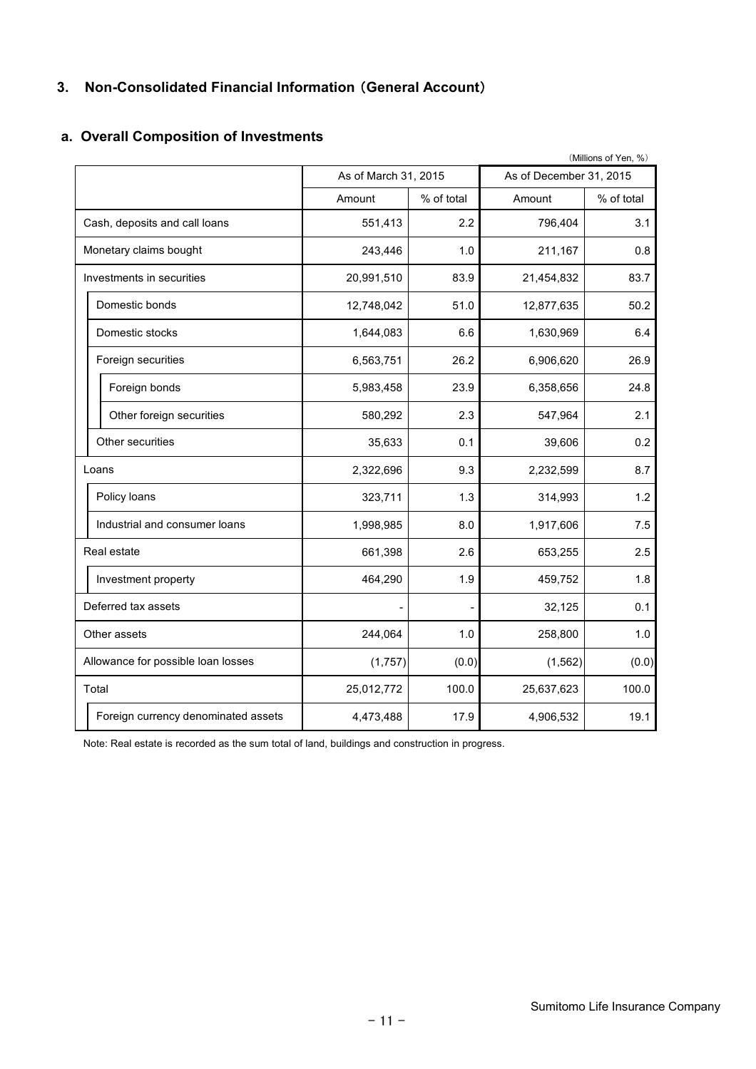## 3. Non-Consolidated Financial Information（General Account）

### a. Overall Composition of Investments

（Millions of Yen, %）

| | As of March 31, 2015 | | As of December 31, 2015 | |
|---|---|---|---|---|
| | Amount | % of total | Amount | % of total |
| Cash, deposits and call loans | 551,413 | 2.2 | 796,404 | 3.1 |
| Monetary claims bought | 243,446 | 1.0 | 211,167 | 0.8 |
| Investments in securities | 20,991,510 | 83.9 | 21,454,832 | 83.7 |
| Domestic bonds | 12,748,042 | 51.0 | 12,877,635 | 50.2 |
| Domestic stocks | 1,644,083 | 6.6 | 1,630,969 | 6.4 |
| Foreign securities | 6,563,751 | 26.2 | 6,906,620 | 26.9 |
| Foreign bonds | 5,983,458 | 23.9 | 6,358,656 | 24.8 |
| Other foreign securities | 580,292 | 2.3 | 547,964 | 2.1 |
| Other securities | 35,633 | 0.1 | 39,606 | 0.2 |
| Loans | 2,322,696 | 9.3 | 2,232,599 | 8.7 |
| Policy loans | 323,711 | 1.3 | 314,993 | 1.2 |
| Industrial and consumer loans | 1,998,985 | 8.0 | 1,917,606 | 7.5 |
| Real estate | 661,398 | 2.6 | 653,255 | 2.5 |
| Investment property | 464,290 | 1.9 | 459,752 | 1.8 |
| Deferred tax assets | - | - | 32,125 | 0.1 |
| Other assets | 244,064 | 1.0 | 258,800 | 1.0 |
| Allowance for possible loan losses | (1,757) | (0.0) | (1,562) | (0.0) |
| Total | 25,012,772 | 100.0 | 25,637,623 | 100.0 |
| Foreign currency denominated assets | 4,473,488 | 17.9 | 4,906,532 | 19.1 |

Note: Real estate is recorded as the sum total of land, buildings and construction in progress.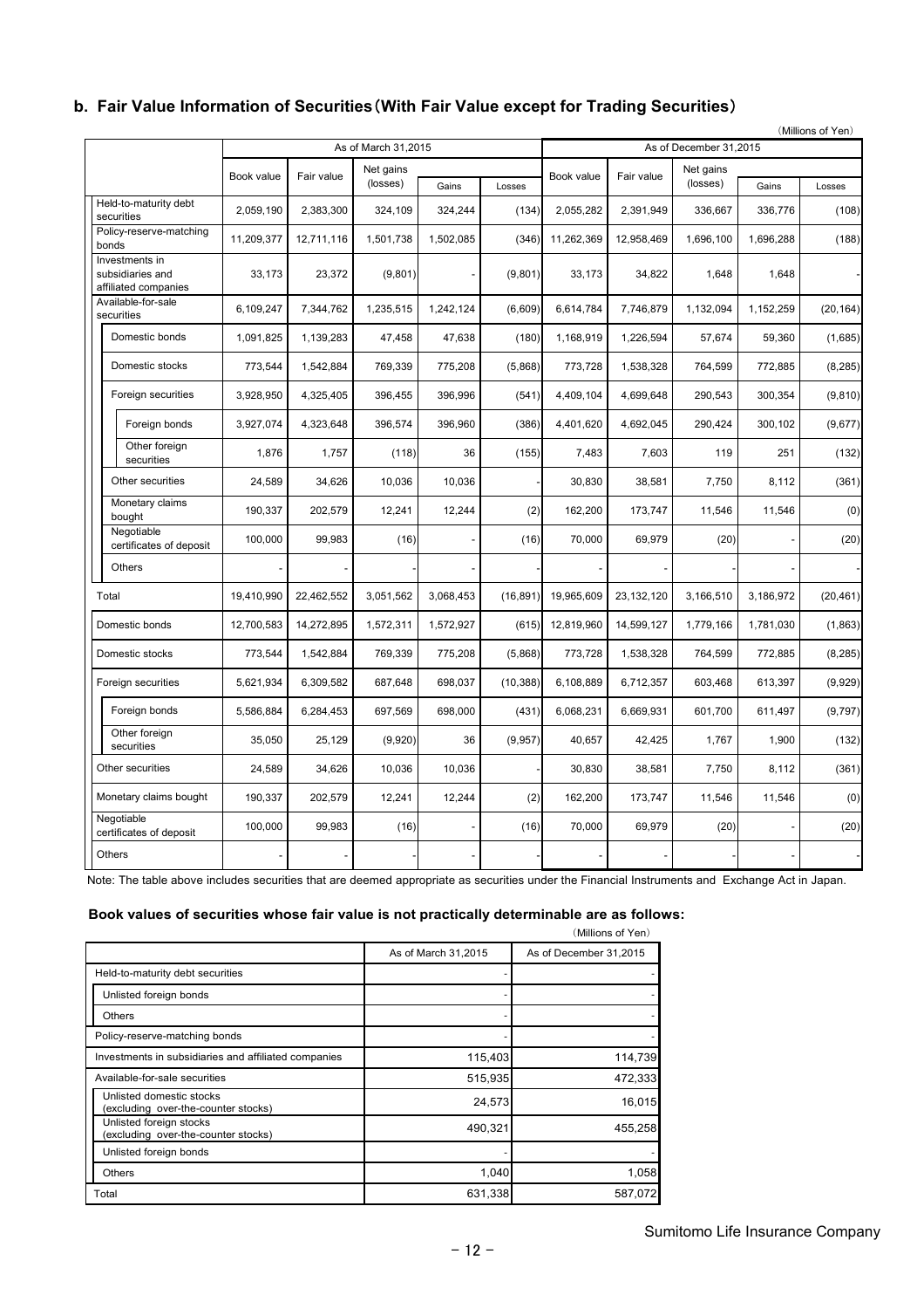## b. Fair Value Information of Securities（With Fair Value except for Trading Securities）

（Millions of Yen）

| | As of March 31,2015 | | | | | As of December 31,2015 | | | | |
|---|---|---|---|---|---|---|---|---|---|---|
| | Book value | Fair value | Net gains (losses) | Gains | Losses | Book value | Fair value | Net gains (losses) | Gains | Losses |
| Held-to-maturity debt securities | 2,059,190 | 2,383,300 | 324,109 | 324,244 | (134) | 2,055,282 | 2,391,949 | 336,667 | 336,776 | (108) |
| Policy-reserve-matching bonds | 11,209,377 | 12,711,116 | 1,501,738 | 1,502,085 | (346) | 11,262,369 | 12,958,469 | 1,696,100 | 1,696,288 | (188) |
| Investments in subsidiaries and affiliated companies | 33,173 | 23,372 | (9,801) | - | (9,801) | 33,173 | 34,822 | 1,648 | 1,648 | - |
| Available-for-sale securities | 6,109,247 | 7,344,762 | 1,235,515 | 1,242,124 | (6,609) | 6,614,784 | 7,746,879 | 1,132,094 | 1,152,259 | (20,164) |
| Domestic bonds | 1,091,825 | 1,139,283 | 47,458 | 47,638 | (180) | 1,168,919 | 1,226,594 | 57,674 | 59,360 | (1,685) |
| Domestic stocks | 773,544 | 1,542,884 | 769,339 | 775,208 | (5,868) | 773,728 | 1,538,328 | 764,599 | 772,885 | (8,285) |
| Foreign securities | 3,928,950 | 4,325,405 | 396,455 | 396,996 | (541) | 4,409,104 | 4,699,648 | 290,543 | 300,354 | (9,810) |
| Foreign bonds | 3,927,074 | 4,323,648 | 396,574 | 396,960 | (386) | 4,401,620 | 4,692,045 | 290,424 | 300,102 | (9,677) |
| Other foreign securities | 1,876 | 1,757 | (118) | 36 | (155) | 7,483 | 7,603 | 119 | 251 | (132) |
| Other securities | 24,589 | 34,626 | 10,036 | 10,036 | - | 30,830 | 38,581 | 7,750 | 8,112 | (361) |
| Monetary claims bought | 190,337 | 202,579 | 12,241 | 12,244 | (2) | 162,200 | 173,747 | 11,546 | 11,546 | (0) |
| Negotiable certificates of deposit | 100,000 | 99,983 | (16) | - | (16) | 70,000 | 69,979 | (20) | - | (20) |
| Others | - | - | - | - | - | - | - | - | - | - |
| Total | 19,410,990 | 22,462,552 | 3,051,562 | 3,068,453 | (16,891) | 19,965,609 | 23,132,120 | 3,166,510 | 3,186,972 | (20,461) |
| Domestic bonds | 12,700,583 | 14,272,895 | 1,572,311 | 1,572,927 | (615) | 12,819,960 | 14,599,127 | 1,779,166 | 1,781,030 | (1,863) |
| Domestic stocks | 773,544 | 1,542,884 | 769,339 | 775,208 | (5,868) | 773,728 | 1,538,328 | 764,599 | 772,885 | (8,285) |
| Foreign securities | 5,621,934 | 6,309,582 | 687,648 | 698,037 | (10,388) | 6,108,889 | 6,712,357 | 603,468 | 613,397 | (9,929) |
| Foreign bonds | 5,586,884 | 6,284,453 | 697,569 | 698,000 | (431) | 6,068,231 | 6,669,931 | 601,700 | 611,497 | (9,797) |
| Other foreign securities | 35,050 | 25,129 | (9,920) | 36 | (9,957) | 40,657 | 42,425 | 1,767 | 1,900 | (132) |
| Other securities | 24,589 | 34,626 | 10,036 | 10,036 | - | 30,830 | 38,581 | 7,750 | 8,112 | (361) |
| Monetary claims bought | 190,337 | 202,579 | 12,241 | 12,244 | (2) | 162,200 | 173,747 | 11,546 | 11,546 | (0) |
| Negotiable certificates of deposit | 100,000 | 99,983 | (16) | - | (16) | 70,000 | 69,979 | (20) | - | (20) |
| Others | - | - | - | - | - | - | - | - | - | - |

Note: The table above includes securities that are deemed appropriate as securities under the Financial Instruments and Exchange Act in Japan.

**Book values of securities whose fair value is not practically determinable are as follows:**

（Millions of Yen）

| | As of March 31,2015 | As of December 31,2015 |
|---|---|---|
| Held-to-maturity debt securities | - | - |
| Unlisted foreign bonds | - | - |
| Others | - | - |
| Policy-reserve-matching bonds | - | - |
| Investments in subsidiaries and affiliated companies | 115,403 | 114,739 |
| Available-for-sale securities | 515,935 | 472,333 |
| Unlisted domestic stocks (excluding over-the-counter stocks) | 24,573 | 16,015 |
| Unlisted foreign stocks (excluding over-the-counter stocks) | 490,321 | 455,258 |
| Unlisted foreign bonds | - | - |
| Others | 1,040 | 1,058 |
| Total | 631,338 | 587,072 |

Sumitomo Life Insurance Company